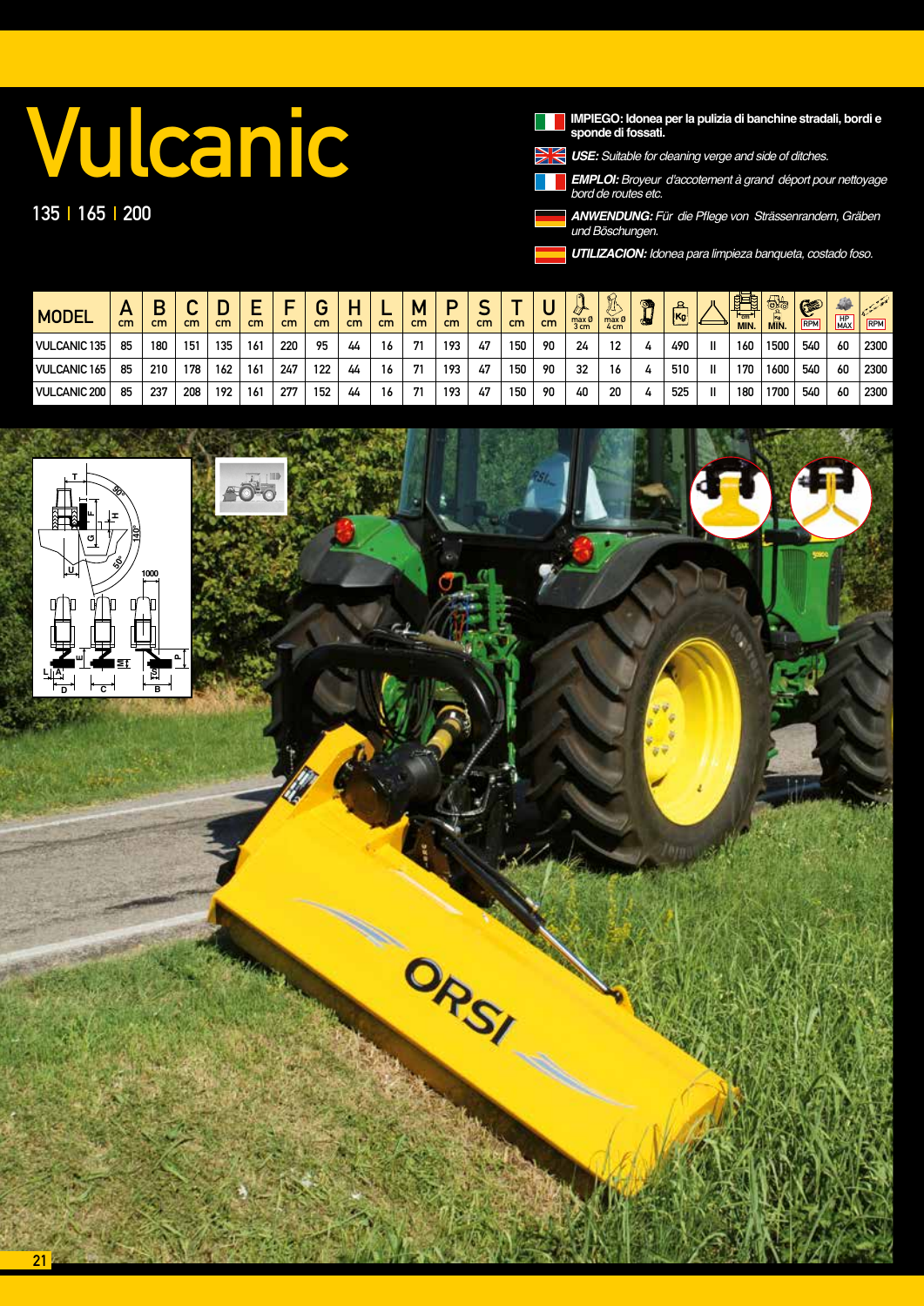# Vulcanic

135 | 165 | 200

**IMPIEGO: Idonea per la pulizia di banchine stradali, bordi e sponde di fossati.**

***USE:*** *Suitable for cleaning verge and side of ditches.*

***EMPLOI:*** *Broyeur d'accotement à grand déport pour nettoyage bord de routes etc.*

***ANWENDUNG:*** *Für die Pflege von Strässenrandern, Gräben und Böschungen.*

***UTILIZACION:*** *Idonea para limpieza banqueta, costado foso.*

| MODEL | A cm | B cm | C cm | D cm | E cm | F cm | G cm | H cm | L cm | M cm | P cm | S cm | T cm | U cm | max Ø 3 cm | max Ø 4 cm | | Kg | | MIN. | MIN. | RPM | HP MAX | RPM |
|---|---|---|---|---|---|---|---|---|---|---|---|---|---|---|---|---|---|---|---|---|---|---|---|---|
| VULCANIC 135 | 85 | 180 | 151 | 135 | 161 | 220 | 95 | 44 | 16 | 71 | 193 | 47 | 150 | 90 | 24 | 12 | 4 | 490 | II | 160 | 1500 | 540 | 60 | 2300 |
| VULCANIC 165 | 85 | 210 | 178 | 162 | 161 | 247 | 122 | 44 | 16 | 71 | 193 | 47 | 150 | 90 | 32 | 16 | 4 | 510 | II | 170 | 1600 | 540 | 60 | 2300 |
| VULCANIC 200 | 85 | 237 | 208 | 192 | 161 | 277 | 152 | 44 | 16 | 71 | 193 | 47 | 150 | 90 | 40 | 20 | 4 | 525 | II | 180 | 1700 | 540 | 60 | 2300 |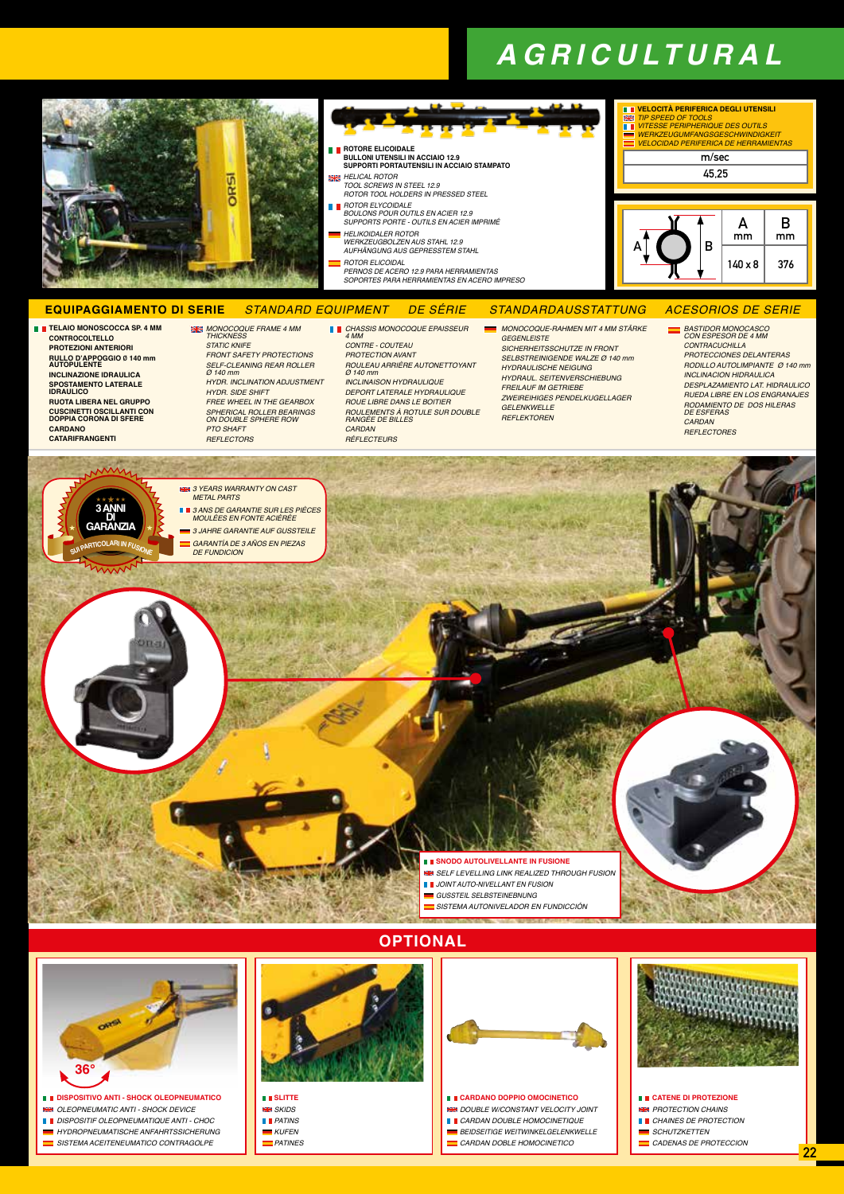# AGRICULTURAL

**ROTORE ELICOIDALE**
**BULLONI UTENSILI IN ACCIAIO 12.9**
**SUPPORTI PORTAUTENSILI IN ACCIAIO STAMPATO**

*HELICAL ROTOR*
*TOOL SCREWS IN STEEL 12.9*
*ROTOR TOOL HOLDERS IN PRESSED STEEL*

*ROTOR ELYCOIDALE*
*BOULONS POUR OUTILS EN ACIER 12.9*
*SUPPORTS PORTE - OUTILS EN ACIER IMPRIMÉ*

*HELIKOIDALER ROTOR*
*WERKZEUGBOLZEN AUS STAHL 12.9*
*AUFHÄNGUNG AUS GEPRESSTEM STAHL*

*ROTOR ELICOIDAL*
*PERNOS DE ACERO 12.9 PARA HERRAMIENTAS*
*SOPORTES PARA HERRAMIENTAS EN ACERO IMPRESO*

**VELOCITÀ PERIFERICA DEGLI UTENSILI**
*TIP SPEED OF TOOLS*
*VITESSE PERIPHERIQUE DES OUTILS*
*WERKZEUGUMFANGSGESCHWINDIGKEIT*
*VELOCIDAD PERIFERICA DE HERRAMIENTAS*

| m/sec |
| --- |
| 45,25 |

| A mm | B mm |
| --- | --- |
| 140 x 8 | 376 |

## EQUIPAGGIAMENTO DI SERIE *STANDARD EQUIPMENT* *DE SÉRIE* *STANDARDAUSSTATTUNG* *ACESORIOS DE SERIE*

**TELAIO MONOSCOCCA SP. 4 MM**
**CONTROCOLTELLO**
**PROTEZIONI ANTERIORI**
**RULLO D'APPOGGIO Ø 140 mm AUTOPULENTE**
**INCLINAZIONE IDRAULICA**
**SPOSTAMENTO LATERALE IDRAULICO**
**RUOTA LIBERA NEL GRUPPO**
**CUSCINETTI OSCILLANTI CON DOPPIA CORONA DI SFERE**
**CARDANO**
**CATARIFRANGENTI**

*MONOCOQUE FRAME 4 MM THICKNESS*
*STATIC KNIFE*
*FRONT SAFETY PROTECTIONS*
*SELF-CLEANING REAR ROLLER Ø 140 mm*
*HYDR. INCLINATION ADJUSTMENT*
*HYDR. SIDE SHIFT*
*FREE WHEEL IN THE GEARBOX*
*SPHERICAL ROLLER BEARINGS ON DOUBLE SPHERE ROW*
*PTO SHAFT*
*REFLECTORS*

*CHASSIS MONOCOQUE EPAISSEUR 4 MM*
*CONTRE - COUTEAU*
*PROTECTION AVANT*
*ROULEAU ARRIÈRE AUTONETTOYANT Ø 140 mm*
*INCLINAISON HYDRAULIQUE*
*DEPORT LATERALE HYDRAULIQUE*
*ROUE LIBRE DANS LE BOITIER*
*ROULEMENTS À ROTULE SUR DOUBLE RANGÉE DE BILLES*
*CARDAN*
*RÉFLECTEURS*

*MONOCOQUE-RAHMEN MIT 4 MM STÄRKE*
*GEGENLEISTE*
*SICHERHEITSSCHUTZE IN FRONT*
*SELBSTREINIGENDE WALZE Ø 140 mm*
*HYDRAULISCHE NEIGUNG*
*HYDRAUL. SEITENVERSCHIEBUNG*
*FREILAUF IM GETRIEBE*
*ZWEIREIHIGES PENDELKUGELLAGER*
*GELENKWELLE*
*REFLEKTOREN*

*BASTIDOR MONOCASCO CON ESPESOR DE 4 MM*
*CONTRACUCHILLA*
*PROTECCIONES DELANTERAS*
*RODILLO AUTOLIMPIANTE Ø 140 mm*
*INCLINACION HIDRAULICA*
*DESPLAZAMIENTO LAT. HIDRAULICO*
*RUEDA LIBRE EN LOS ENGRANAJES*
*RODAMIENTO DE DOS HILERAS DE ESFERAS*
*CARDAN*
*REFLECTORES*

**3 ANNI DI GARANZIA SUI PARTICOLARI IN FUSIONE**

*3 YEARS WARRANTY ON CAST METAL PARTS*
*3 ANS DE GARANTIE SUR LES PIÈCES MOULÉES EN FONTE ACIÉRÉE*
*3 JAHRE GARANTIE AUF GUSSTEILE*
*GARANTÍA DE 3 AÑOS EN PIEZAS DE FUNDICION*

**SNODO AUTOLIVELLANTE IN FUSIONE**
*SELF LEVELLING LINK REALIZED THROUGH FUSION*
*JOINT AUTO-NIVELLANT EN FUSION*
*GUSSTEIL SELBSTEINEBNUNG*
*SISTEMA AUTONIVELADOR EN FUNDICCIÓN*

## OPTIONAL

36°

**DISPOSITIVO ANTI - SHOCK OLEOPNEUMATICO**
*OLEOPNEUMATIC ANTI - SHOCK DEVICE*
*DISPOSITIF OLEOPNEUMATIQUE ANTI - CHOC*
*HYDROPNEUMATISCHE ANFAHRTSSICHERUNG*
*SISTEMA ACEITENEUMATICO CONTRAGOLPE*

**SLITTE**
*SKIDS*
*PATINS*
*KUFEN*
*PATINES*

**CARDANO DOPPIO OMOCINETICO**
*DOUBLE W/CONSTANT VELOCITY JOINT*
*CARDAN DOUBLE HOMOCINETIQUE*
*BEIDSEITIGE WEITWINKELGELENKWELLE*
*CARDAN DOBLE HOMOCINETICO*

**CATENE DI PROTEZIONE**
*PROTECTION CHAINS*
*CHAINES DE PROTECTION*
*SCHUTZKETTEN*
*CADENAS DE PROTECCION*